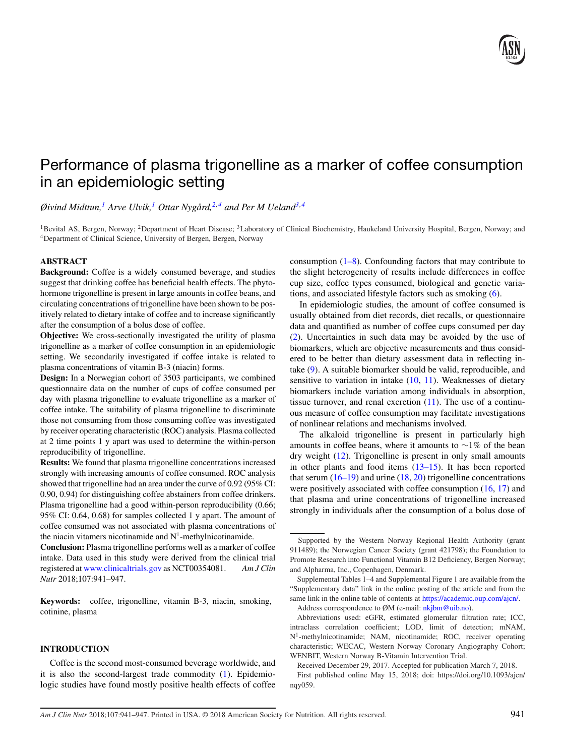# Performance of plasma trigonelline as a marker of coffee consumption in an epidemiologic setting

*Øivind Midttun,*[1] *Arve Ulvik,*[1] *Ottar Nygård,*[2,4] *and Per M Ueland*[3,4]

[1]Bevital AS, Bergen, Norway; [2]Department of Heart Disease; [3]Laboratory of Clinical Biochemistry, Haukeland University Hospital, Bergen, Norway; and [4]Department of Clinical Science, University of Bergen, Bergen, Norway

## ABSTRACT

**Background:** Coffee is a widely consumed beverage, and studies suggest that drinking coffee has beneficial health effects. The phytohormone trigonelline is present in large amounts in coffee beans, and circulating concentrations of trigonelline have been shown to be positively related to dietary intake of coffee and to increase significantly after the consumption of a bolus dose of coffee.

**Objective:** We cross-sectionally investigated the utility of plasma trigonelline as a marker of coffee consumption in an epidemiologic setting. We secondarily investigated if coffee intake is related to plasma concentrations of vitamin B-3 (niacin) forms.

**Design:** In a Norwegian cohort of 3503 participants, we combined questionnaire data on the number of cups of coffee consumed per day with plasma trigonelline to evaluate trigonelline as a marker of coffee intake. The suitability of plasma trigonelline to discriminate those not consuming from those consuming coffee was investigated by receiver operating characteristic (ROC) analysis. Plasma collected at 2 time points 1 y apart was used to determine the within-person reproducibility of trigonelline.

**Results:** We found that plasma trigonelline concentrations increased strongly with increasing amounts of coffee consumed. ROC analysis showed that trigonelline had an area under the curve of 0.92 (95% CI: 0.90, 0.94) for distinguishing coffee abstainers from coffee drinkers. Plasma trigonelline had a good within-person reproducibility (0.66; 95% CI: 0.64, 0.68) for samples collected 1 y apart. The amount of coffee consumed was not associated with plasma concentrations of the niacin vitamers nicotinamide and N[1]-methylnicotinamide.

**Conclusion:** Plasma trigonelline performs well as a marker of coffee intake. Data used in this study were derived from the clinical trial registered at www.clinicaltrials.gov as NCT00354081. *Am J Clin Nutr* 2018;107:941–947.

**Keywords:** coffee, trigonelline, vitamin B-3, niacin, smoking, cotinine, plasma

## INTRODUCTION

Coffee is the second most-consumed beverage worldwide, and it is also the second-largest trade commodity (1). Epidemiologic studies have found mostly positive health effects of coffee consumption (1–8). Confounding factors that may contribute to the slight heterogeneity of results include differences in coffee cup size, coffee types consumed, biological and genetic variations, and associated lifestyle factors such as smoking (6).

In epidemiologic studies, the amount of coffee consumed is usually obtained from diet records, diet recalls, or questionnaire data and quantified as number of coffee cups consumed per day (2). Uncertainties in such data may be avoided by the use of biomarkers, which are objective measurements and thus considered to be better than dietary assessment data in reflecting intake (9). A suitable biomarker should be valid, reproducible, and sensitive to variation in intake (10, 11). Weaknesses of dietary biomarkers include variation among individuals in absorption, tissue turnover, and renal excretion (11). The use of a continuous measure of coffee consumption may facilitate investigations of nonlinear relations and mechanisms involved.

The alkaloid trigonelline is present in particularly high amounts in coffee beans, where it amounts to ∼1% of the bean dry weight (12). Trigonelline is present in only small amounts in other plants and food items (13–15). It has been reported that serum (16–19) and urine (18, 20) trigonelline concentrations were positively associated with coffee consumption (16, 17) and that plasma and urine concentrations of trigonelline increased strongly in individuals after the consumption of a bolus dose of

---

Supported by the Western Norway Regional Health Authority (grant 911489); the Norwegian Cancer Society (grant 421798); the Foundation to Promote Research into Functional Vitamin B12 Deficiency, Bergen Norway; and Alpharma, Inc., Copenhagen, Denmark.

Supplemental Tables 1–4 and Supplemental Figure 1 are available from the "Supplementary data" link in the online posting of the article and from the same link in the online table of contents at https://academic.oup.com/ajcn/.

Address correspondence to ØM (e-mail: nkjbm@uib.no).

Abbreviations used: eGFR, estimated glomerular filtration rate; ICC, intraclass correlation coefficient; LOD, limit of detection; mNAM, N[1]-methylnicotinamide; NAM, nicotinamide; ROC, receiver operating characteristic; WECAC, Western Norway Coronary Angiography Cohort; WENBIT, Western Norway B-Vitamin Intervention Trial.

Received December 29, 2017. Accepted for publication March 7, 2018.

First published online May 15, 2018; doi: https://doi.org/10.1093/ajcn/nqy059.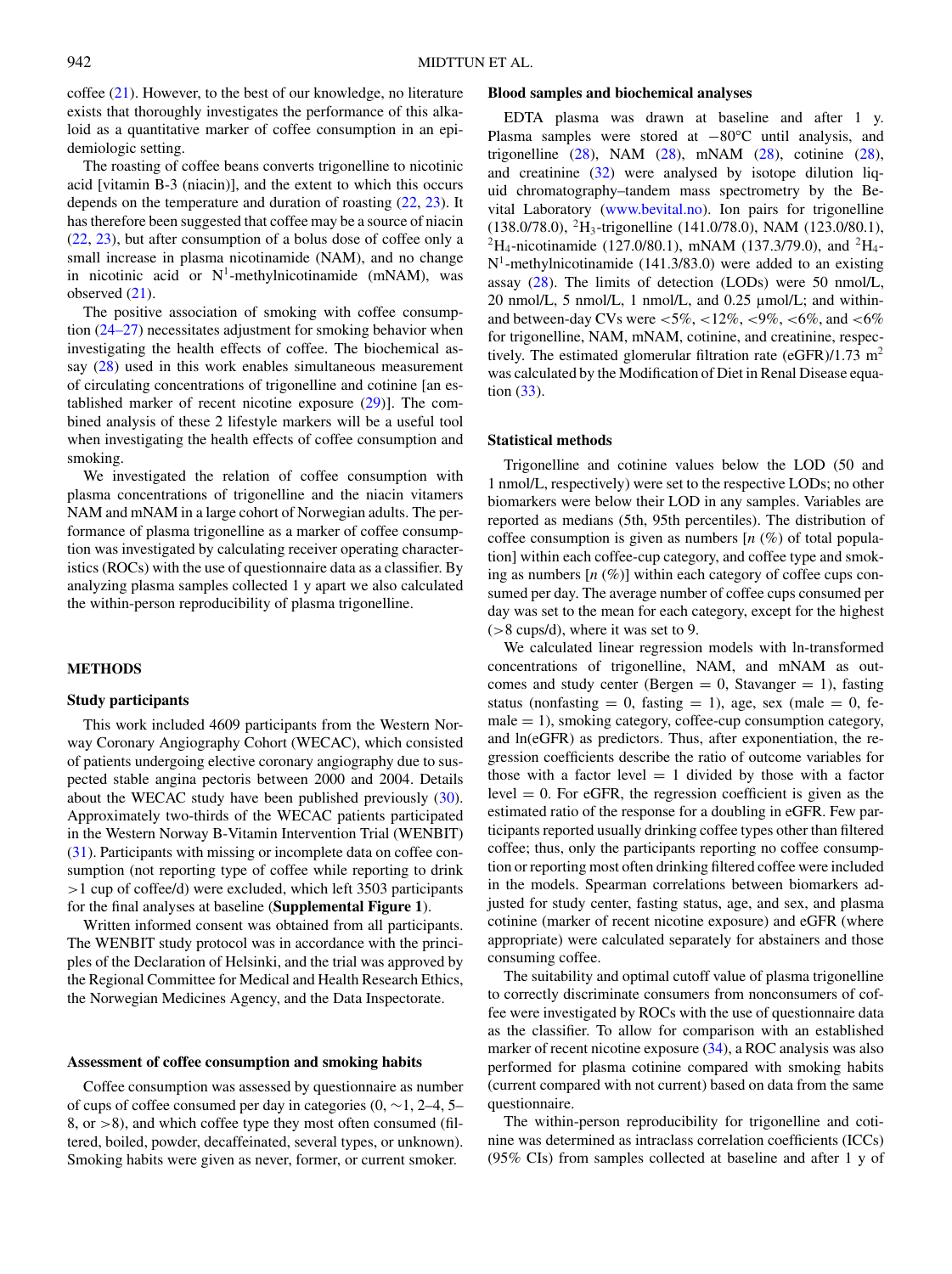coffee (21). However, to the best of our knowledge, no literature exists that thoroughly investigates the performance of this alkaloid as a quantitative marker of coffee consumption in an epidemiologic setting.

The roasting of coffee beans converts trigonelline to nicotinic acid [vitamin B-3 (niacin)], and the extent to which this occurs depends on the temperature and duration of roasting (22, 23). It has therefore been suggested that coffee may be a source of niacin (22, 23), but after consumption of a bolus dose of coffee only a small increase in plasma nicotinamide (NAM), and no change in nicotinic acid or $N^1$-methylnicotinamide (mNAM), was observed (21).

The positive association of smoking with coffee consumption (24–27) necessitates adjustment for smoking behavior when investigating the health effects of coffee. The biochemical assay (28) used in this work enables simultaneous measurement of circulating concentrations of trigonelline and cotinine [an established marker of recent nicotine exposure (29)]. The combined analysis of these 2 lifestyle markers will be a useful tool when investigating the health effects of coffee consumption and smoking.

We investigated the relation of coffee consumption with plasma concentrations of trigonelline and the niacin vitamers NAM and mNAM in a large cohort of Norwegian adults. The performance of plasma trigonelline as a marker of coffee consumption was investigated by calculating receiver operating characteristics (ROCs) with the use of questionnaire data as a classifier. By analyzing plasma samples collected 1 y apart we also calculated the within-person reproducibility of plasma trigonelline.

## METHODS

### Study participants

This work included 4609 participants from the Western Norway Coronary Angiography Cohort (WECAC), which consisted of patients undergoing elective coronary angiography due to suspected stable angina pectoris between 2000 and 2004. Details about the WECAC study have been published previously (30). Approximately two-thirds of the WECAC patients participated in the Western Norway B-Vitamin Intervention Trial (WENBIT) (31). Participants with missing or incomplete data on coffee consumption (not reporting type of coffee while reporting to drink >1 cup of coffee/d) were excluded, which left 3503 participants for the final analyses at baseline (**Supplemental Figure 1**).

Written informed consent was obtained from all participants. The WENBIT study protocol was in accordance with the principles of the Declaration of Helsinki, and the trial was approved by the Regional Committee for Medical and Health Research Ethics, the Norwegian Medicines Agency, and the Data Inspectorate.

### Assessment of coffee consumption and smoking habits

Coffee consumption was assessed by questionnaire as number of cups of coffee consumed per day in categories (0, ~1, 2–4, 5–8, or >8), and which coffee type they most often consumed (filtered, boiled, powder, decaffeinated, several types, or unknown). Smoking habits were given as never, former, or current smoker.

### Blood samples and biochemical analyses

EDTA plasma was drawn at baseline and after 1 y. Plasma samples were stored at −80°C until analysis, and trigonelline (28), NAM (28), mNAM (28), cotinine (28), and creatinine (32) were analysed by isotope dilution liquid chromatography–tandem mass spectrometry by the Bevital Laboratory (www.bevital.no). Ion pairs for trigonelline (138.0/78.0), $^2H_3$-trigonelline (141.0/78.0), NAM (123.0/80.1), $^2H_4$-nicotinamide (127.0/80.1), mNAM (137.3/79.0), and $^2H_4$-$N^1$-methylnicotinamide (141.3/83.0) were added to an existing assay (28). The limits of detection (LODs) were 50 nmol/L, 20 nmol/L, 5 nmol/L, 1 nmol/L, and 0.25 µmol/L; and within- and between-day CVs were <5%, <12%, <9%, <6%, and <6% for trigonelline, NAM, mNAM, cotinine, and creatinine, respectively. The estimated glomerular filtration rate (eGFR)/1.73 m$^2$ was calculated by the Modification of Diet in Renal Disease equation (33).

### Statistical methods

Trigonelline and cotinine values below the LOD (50 and 1 nmol/L, respectively) were set to the respective LODs; no other biomarkers were below their LOD in any samples. Variables are reported as medians (5th, 95th percentiles). The distribution of coffee consumption is given as numbers [n (%) of total population] within each coffee-cup category, and coffee type and smoking as numbers [n (%)] within each category of coffee cups consumed per day. The average number of coffee cups consumed per day was set to the mean for each category, except for the highest (>8 cups/d), where it was set to 9.

We calculated linear regression models with ln-transformed concentrations of trigonelline, NAM, and mNAM as outcomes and study center (Bergen = 0, Stavanger = 1), fasting status (nonfasting = 0, fasting = 1), age, sex (male = 0, female = 1), smoking category, coffee-cup consumption category, and ln(eGFR) as predictors. Thus, after exponentiation, the regression coefficients describe the ratio of outcome variables for those with a factor level = 1 divided by those with a factor level = 0. For eGFR, the regression coefficient is given as the estimated ratio of the response for a doubling in eGFR. Few participants reported usually drinking coffee types other than filtered coffee; thus, only the participants reporting no coffee consumption or reporting most often drinking filtered coffee were included in the models. Spearman correlations between biomarkers adjusted for study center, fasting status, age, and sex, and plasma cotinine (marker of recent nicotine exposure) and eGFR (where appropriate) were calculated separately for abstainers and those consuming coffee.

The suitability and optimal cutoff value of plasma trigonelline to correctly discriminate consumers from nonconsumers of coffee were investigated by ROCs with the use of questionnaire data as the classifier. To allow for comparison with an established marker of recent nicotine exposure (34), a ROC analysis was also performed for plasma cotinine compared with smoking habits (current compared with not current) based on data from the same questionnaire.

The within-person reproducibility for trigonelline and cotinine was determined as intraclass correlation coefficients (ICCs) (95% CIs) from samples collected at baseline and after 1 y of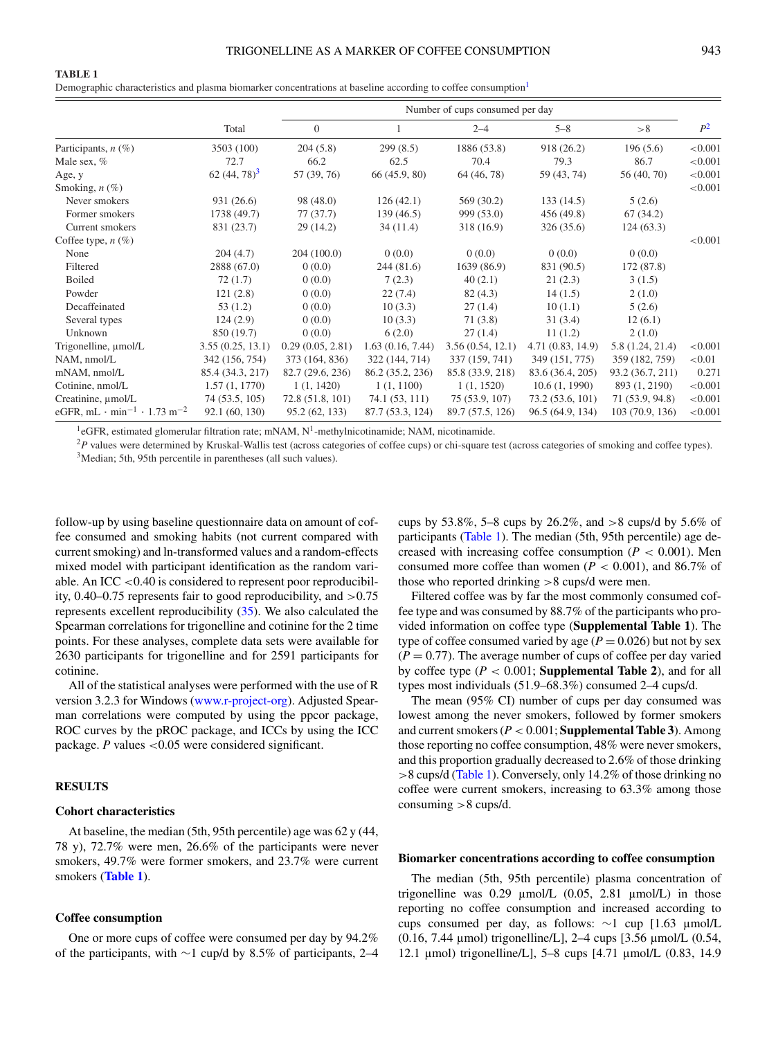**TABLE 1**

Demographic characteristics and plasma biomarker concentrations at baseline according to coffee consumption[1]

| | Total | Number of cups consumed per day | | | | | $P$[2] |
|---|---|---|---|---|---|---|---|
| | | 0 | 1 | 2–4 | 5–8 | >8 | |
| Participants, *n* (%) | 3503 (100) | 204 (5.8) | 299 (8.5) | 1886 (53.8) | 918 (26.2) | 196 (5.6) | <0.001 |
| Male sex, % | 72.7 | 66.2 | 62.5 | 70.4 | 79.3 | 86.7 | <0.001 |
| Age, y | 62 (44, 78)[3] | 57 (39, 76) | 66 (45.9, 80) | 64 (46, 78) | 59 (43, 74) | 56 (40, 70) | <0.001 |
| Smoking, *n* (%) | | | | | | | <0.001 |
| Never smokers | 931 (26.6) | 98 (48.0) | 126 (42.1) | 569 (30.2) | 133 (14.5) | 5 (2.6) | |
| Former smokers | 1738 (49.7) | 77 (37.7) | 139 (46.5) | 999 (53.0) | 456 (49.8) | 67 (34.2) | |
| Current smokers | 831 (23.7) | 29 (14.2) | 34 (11.4) | 318 (16.9) | 326 (35.6) | 124 (63.3) | |
| Coffee type, *n* (%) | | | | | | | <0.001 |
| None | 204 (4.7) | 204 (100.0) | 0 (0.0) | 0 (0.0) | 0 (0.0) | 0 (0.0) | |
| Filtered | 2888 (67.0) | 0 (0.0) | 244 (81.6) | 1639 (86.9) | 831 (90.5) | 172 (87.8) | |
| Boiled | 72 (1.7) | 0 (0.0) | 7 (2.3) | 40 (2.1) | 21 (2.3) | 3 (1.5) | |
| Powder | 121 (2.8) | 0 (0.0) | 22 (7.4) | 82 (4.3) | 14 (1.5) | 2 (1.0) | |
| Decaffeinated | 53 (1.2) | 0 (0.0) | 10 (3.3) | 27 (1.4) | 10 (1.1) | 5 (2.6) | |
| Several types | 124 (2.9) | 0 (0.0) | 10 (3.3) | 71 (3.8) | 31 (3.4) | 12 (6.1) | |
| Unknown | 850 (19.7) | 0 (0.0) | 6 (2.0) | 27 (1.4) | 11 (1.2) | 2 (1.0) | |
| Trigonelline, µmol/L | 3.55 (0.25, 13.1) | 0.29 (0.05, 2.81) | 1.63 (0.16, 7.44) | 3.56 (0.54, 12.1) | 4.71 (0.83, 14.9) | 5.8 (1.24, 21.4) | <0.001 |
| NAM, nmol/L | 342 (156, 754) | 373 (164, 836) | 322 (144, 714) | 337 (159, 741) | 349 (151, 775) | 359 (182, 759) | <0.01 |
| mNAM, nmol/L | 85.4 (34.3, 217) | 82.7 (29.6, 236) | 86.2 (35.2, 236) | 85.8 (33.9, 218) | 83.6 (36.4, 205) | 93.2 (36.7, 211) | 0.271 |
| Cotinine, nmol/L | 1.57 (1, 1770) | 1 (1, 1420) | 1 (1, 1100) | 1 (1, 1520) | 10.6 (1, 1990) | 893 (1, 2190) | <0.001 |
| Creatinine, µmol/L | 74 (53.5, 105) | 72.8 (51.8, 101) | 74.1 (53, 111) | 75 (53.9, 107) | 73.2 (53.6, 101) | 71 (53.9, 94.8) | <0.001 |
| eGFR, $mL \cdot min^{-1} \cdot 1.73\ m^{-2}$ | 92.1 (60, 130) | 95.2 (62, 133) | 87.7 (53.3, 124) | 89.7 (57.5, 126) | 96.5 (64.9, 134) | 103 (70.9, 136) | <0.001 |

[1] eGFR, estimated glomerular filtration rate; mNAM, $N^1$-methylnicotinamide; NAM, nicotinamide.

[2] $P$ values were determined by Kruskal-Wallis test (across categories of coffee cups) or chi-square test (across categories of smoking and coffee types).

[3] Median; 5th, 95th percentile in parentheses (all such values).

follow-up by using baseline questionnaire data on amount of coffee consumed and smoking habits (not current compared with current smoking) and ln-transformed values and a random-effects mixed model with participant identification as the random variable. An ICC <0.40 is considered to represent poor reproducibility, 0.40–0.75 represents fair to good reproducibility, and >0.75 represents excellent reproducibility (35). We also calculated the Spearman correlations for trigonelline and cotinine for the 2 time points. For these analyses, complete data sets were available for 2630 participants for trigonelline and for 2591 participants for cotinine.

All of the statistical analyses were performed with the use of R version 3.2.3 for Windows (www.r-project-org). Adjusted Spearman correlations were computed by using the ppcor package, ROC curves by the pROC package, and ICCs by using the ICC package. $P$ values <0.05 were considered significant.

## RESULTS

### Cohort characteristics

At baseline, the median (5th, 95th percentile) age was 62 y (44, 78 y), 72.7% were men, 26.6% of the participants were never smokers, 49.7% were former smokers, and 23.7% were current smokers (**Table 1**).

### Coffee consumption

One or more cups of coffee were consumed per day by 94.2% of the participants, with ~1 cup/d by 8.5% of participants, 2–4 cups by 53.8%, 5–8 cups by 26.2%, and >8 cups/d by 5.6% of participants (Table 1). The median (5th, 95th percentile) age decreased with increasing coffee consumption ($P$ < 0.001). Men consumed more coffee than women ($P$ < 0.001), and 86.7% of those who reported drinking >8 cups/d were men.

Filtered coffee was by far the most commonly consumed coffee type and was consumed by 88.7% of the participants who provided information on coffee type (**Supplemental Table 1**). The type of coffee consumed varied by age ($P$ = 0.026) but not by sex ($P$ = 0.77). The average number of cups of coffee per day varied by coffee type ($P$ < 0.001; **Supplemental Table 2**), and for all types most individuals (51.9–68.3%) consumed 2–4 cups/d.

The mean (95% CI) number of cups per day consumed was lowest among the never smokers, followed by former smokers and current smokers ($P$ < 0.001; **Supplemental Table 3**). Among those reporting no coffee consumption, 48% were never smokers, and this proportion gradually decreased to 2.6% of those drinking >8 cups/d (Table 1). Conversely, only 14.2% of those drinking no coffee were current smokers, increasing to 63.3% among those consuming >8 cups/d.

### Biomarker concentrations according to coffee consumption

The median (5th, 95th percentile) plasma concentration of trigonelline was 0.29 µmol/L (0.05, 2.81 µmol/L) in those reporting no coffee consumption and increased according to cups consumed per day, as follows: ~1 cup [1.63 µmol/L (0.16, 7.44 µmol) trigonelline/L], 2–4 cups [3.56 µmol/L (0.54, 12.1 µmol) trigonelline/L], 5–8 cups [4.71 µmol/L (0.83, 14.9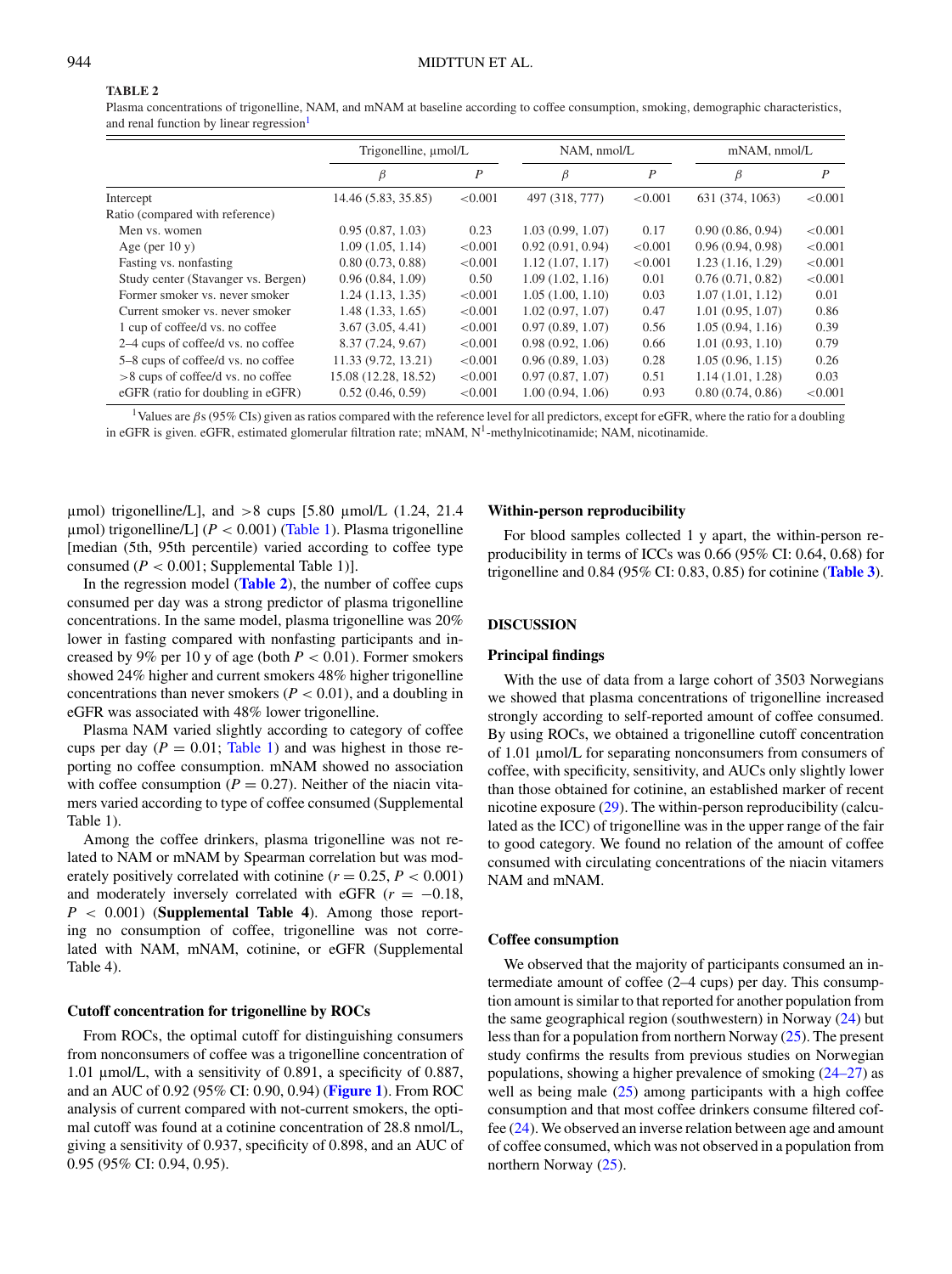**TABLE 2**

Plasma concentrations of trigonelline, NAM, and mNAM at baseline according to coffee consumption, smoking, demographic characteristics, and renal function by linear regression[1]

| | Trigonelline, μmol/L | | NAM, nmol/L | | mNAM, nmol/L | |
|---|---|---|---|---|---|---|
| | $\beta$ | $P$ | $\beta$ | $P$ | $\beta$ | $P$ |
| Intercept | 14.46 (5.83, 35.85) | <0.001 | 497 (318, 777) | <0.001 | 631 (374, 1063) | <0.001 |
| Ratio (compared with reference) | | | | | | |
| Men vs. women | 0.95 (0.87, 1.03) | 0.23 | 1.03 (0.99, 1.07) | 0.17 | 0.90 (0.86, 0.94) | <0.001 |
| Age (per 10 y) | 1.09 (1.05, 1.14) | <0.001 | 0.92 (0.91, 0.94) | <0.001 | 0.96 (0.94, 0.98) | <0.001 |
| Fasting vs. nonfasting | 0.80 (0.73, 0.88) | <0.001 | 1.12 (1.07, 1.17) | <0.001 | 1.23 (1.16, 1.29) | <0.001 |
| Study center (Stavanger vs. Bergen) | 0.96 (0.84, 1.09) | 0.50 | 1.09 (1.02, 1.16) | 0.01 | 0.76 (0.71, 0.82) | <0.001 |
| Former smoker vs. never smoker | 1.24 (1.13, 1.35) | <0.001 | 1.05 (1.00, 1.10) | 0.03 | 1.07 (1.01, 1.12) | 0.01 |
| Current smoker vs. never smoker | 1.48 (1.33, 1.65) | <0.001 | 1.02 (0.97, 1.07) | 0.47 | 1.01 (0.95, 1.07) | 0.86 |
| 1 cup of coffee/d vs. no coffee | 3.67 (3.05, 4.41) | <0.001 | 0.97 (0.89, 1.07) | 0.56 | 1.05 (0.94, 1.16) | 0.39 |
| 2–4 cups of coffee/d vs. no coffee | 8.37 (7.24, 9.67) | <0.001 | 0.98 (0.92, 1.06) | 0.66 | 1.01 (0.93, 1.10) | 0.79 |
| 5–8 cups of coffee/d vs. no coffee | 11.33 (9.72, 13.21) | <0.001 | 0.96 (0.89, 1.03) | 0.28 | 1.05 (0.96, 1.15) | 0.26 |
| >8 cups of coffee/d vs. no coffee | 15.08 (12.28, 18.52) | <0.001 | 0.97 (0.87, 1.07) | 0.51 | 1.14 (1.01, 1.28) | 0.03 |
| eGFR (ratio for doubling in eGFR) | 0.52 (0.46, 0.59) | <0.001 | 1.00 (0.94, 1.06) | 0.93 | 0.80 (0.74, 0.86) | <0.001 |

[1] Values are $\beta$s (95% CIs) given as ratios compared with the reference level for all predictors, except for eGFR, where the ratio for a doubling in eGFR is given. eGFR, estimated glomerular filtration rate; mNAM, N[1]-methylnicotinamide; NAM, nicotinamide.

μmol) trigonelline/L], and >8 cups [5.80 μmol/L (1.24, 21.4 μmol) trigonelline/L] ($P < 0.001$) (Table 1). Plasma trigonelline [median (5th, 95th percentile) varied according to coffee type consumed ($P < 0.001$; Supplemental Table 1)].

In the regression model (**Table 2**), the number of coffee cups consumed per day was a strong predictor of plasma trigonelline concentrations. In the same model, plasma trigonelline was 20% lower in fasting compared with nonfasting participants and increased by 9% per 10 y of age (both $P < 0.01$). Former smokers showed 24% higher and current smokers 48% higher trigonelline concentrations than never smokers ($P < 0.01$), and a doubling in eGFR was associated with 48% lower trigonelline.

Plasma NAM varied slightly according to category of coffee cups per day ($P = 0.01$; Table 1) and was highest in those reporting no coffee consumption. mNAM showed no association with coffee consumption ($P = 0.27$). Neither of the niacin vitamers varied according to type of coffee consumed (Supplemental Table 1).

Among the coffee drinkers, plasma trigonelline was not related to NAM or mNAM by Spearman correlation but was moderately positively correlated with cotinine ($r = 0.25$, $P < 0.001$) and moderately inversely correlated with eGFR ($r = -0.18$, $P < 0.001$) (**Supplemental Table 4**). Among those reporting no consumption of coffee, trigonelline was not correlated with NAM, mNAM, cotinine, or eGFR (Supplemental Table 4).

### Cutoff concentration for trigonelline by ROCs

From ROCs, the optimal cutoff for distinguishing consumers from nonconsumers of coffee was a trigonelline concentration of 1.01 μmol/L, with a sensitivity of 0.891, a specificity of 0.887, and an AUC of 0.92 (95% CI: 0.90, 0.94) (**Figure 1**). From ROC analysis of current compared with not-current smokers, the optimal cutoff was found at a cotinine concentration of 28.8 nmol/L, giving a sensitivity of 0.937, specificity of 0.898, and an AUC of 0.95 (95% CI: 0.94, 0.95).

### Within-person reproducibility

For blood samples collected 1 y apart, the within-person reproducibility in terms of ICCs was 0.66 (95% CI: 0.64, 0.68) for trigonelline and 0.84 (95% CI: 0.83, 0.85) for cotinine (**Table 3**).

## DISCUSSION

### Principal findings

With the use of data from a large cohort of 3503 Norwegians we showed that plasma concentrations of trigonelline increased strongly according to self-reported amount of coffee consumed. By using ROCs, we obtained a trigonelline cutoff concentration of 1.01 μmol/L for separating nonconsumers from consumers of coffee, with specificity, sensitivity, and AUCs only slightly lower than those obtained for cotinine, an established marker of recent nicotine exposure (29). The within-person reproducibility (calculated as the ICC) of trigonelline was in the upper range of the fair to good category. We found no relation of the amount of coffee consumed with circulating concentrations of the niacin vitamers NAM and mNAM.

### Coffee consumption

We observed that the majority of participants consumed an intermediate amount of coffee (2–4 cups) per day. This consumption amount is similar to that reported for another population from the same geographical region (southwestern) in Norway (24) but less than for a population from northern Norway (25). The present study confirms the results from previous studies on Norwegian populations, showing a higher prevalence of smoking (24–27) as well as being male (25) among participants with a high coffee consumption and that most coffee drinkers consume filtered coffee (24). We observed an inverse relation between age and amount of coffee consumed, which was not observed in a population from northern Norway (25).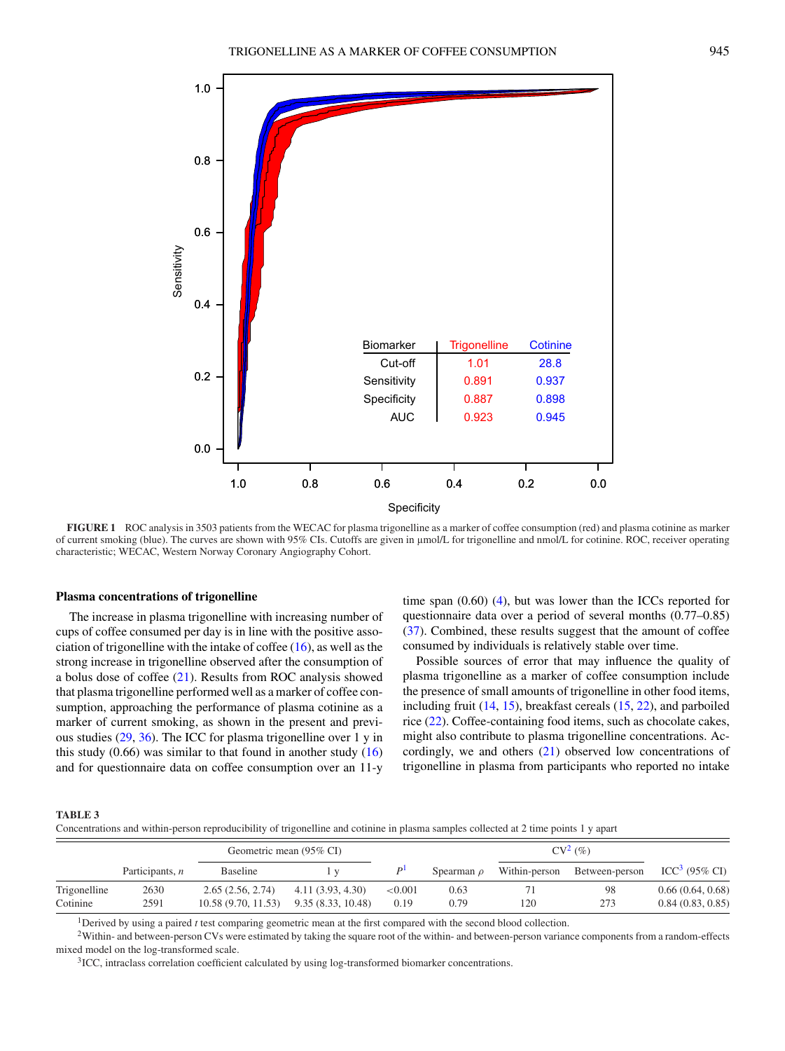FIGURE 1 ROC analysis in 3503 patients from the WECAC for plasma trigonelline as a marker of coffee consumption (red) and plasma cotinine as marker of current smoking (blue). The curves are shown with 95% CIs. Cutoffs are given in μmol/L for trigonelline and nmol/L for cotinine. ROC, receiver operating characteristic; WECAC, Western Norway Coronary Angiography Cohort.

### Plasma concentrations of trigonelline

The increase in plasma trigonelline with increasing number of cups of coffee consumed per day is in line with the positive association of trigonelline with the intake of coffee (16), as well as the strong increase in trigonelline observed after the consumption of a bolus dose of coffee (21). Results from ROC analysis showed that plasma trigonelline performed well as a marker of coffee consumption, approaching the performance of plasma cotinine as a marker of current smoking, as shown in the present and previous studies (29, 36). The ICC for plasma trigonelline over 1 y in this study (0.66) was similar to that found in another study (16) and for questionnaire data on coffee consumption over an 11-y time span (0.60) (4), but was lower than the ICCs reported for questionnaire data over a period of several months (0.77–0.85) (37). Combined, these results suggest that the amount of coffee consumed by individuals is relatively stable over time.

Possible sources of error that may influence the quality of plasma trigonelline as a marker of coffee consumption include the presence of small amounts of trigonelline in other food items, including fruit (14, 15), breakfast cereals (15, 22), and parboiled rice (22). Coffee-containing food items, such as chocolate cakes, might also contribute to plasma trigonelline concentrations. Accordingly, we and others (21) observed low concentrations of trigonelline in plasma from participants who reported no intake

**TABLE 3**
Concentrations and within-person reproducibility of trigonelline and cotinine in plasma samples collected at 2 time points 1 y apart

| | Participants, *n* | Geometric mean (95% CI) | | $P$[1] | Spearman $\rho$ | CV[2] (%) | | ICC[3] (95% CI) |
|---|---|---|---|---|---|---|---|---|
| | | Baseline | 1 y | | | Within-person | Between-person | |
| Trigonelline | 2630 | 2.65 (2.56, 2.74) | 4.11 (3.93, 4.30) | <0.001 | 0.63 | 71 | 98 | 0.66 (0.64, 0.68) |
| Cotinine | 2591 | 10.58 (9.70, 11.53) | 9.35 (8.33, 10.48) | 0.19 | 0.79 | 120 | 273 | 0.84 (0.83, 0.85) |

[1]Derived by using a paired *t* test comparing geometric mean at the first compared with the second blood collection.

[2]Within- and between-person CVs were estimated by taking the square root of the within- and between-person variance components from a random-effects mixed model on the log-transformed scale.

[3]ICC, intraclass correlation coefficient calculated by using log-transformed biomarker concentrations.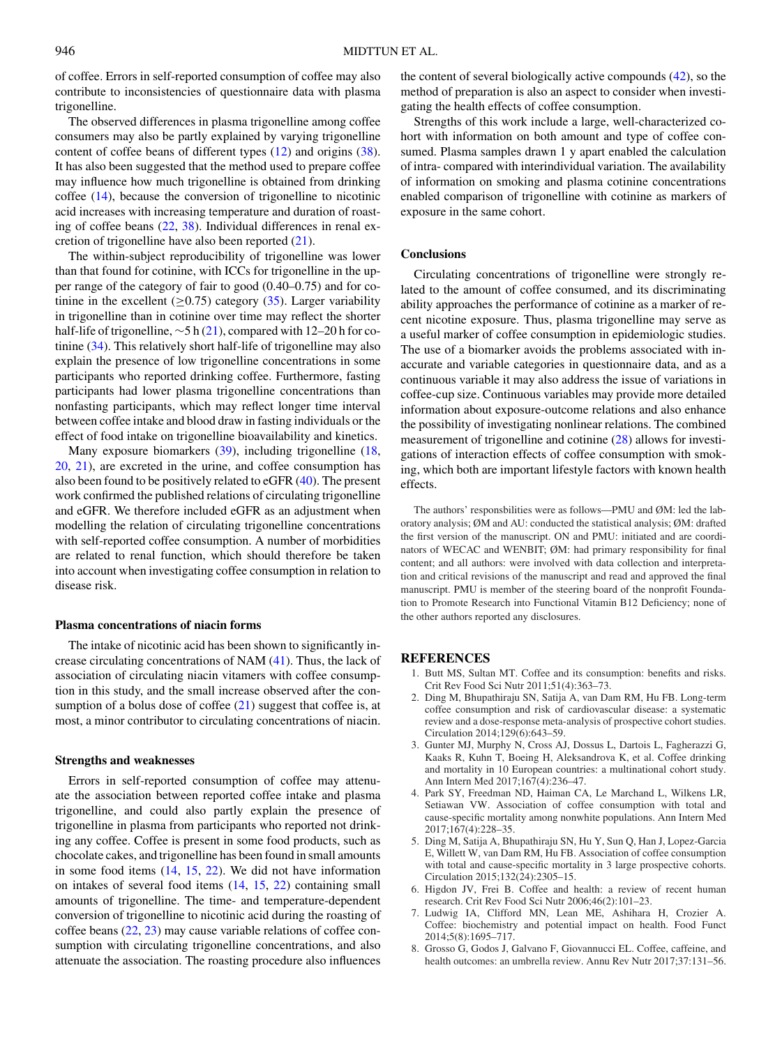of coffee. Errors in self-reported consumption of coffee may also contribute to inconsistencies of questionnaire data with plasma trigonelline.

The observed differences in plasma trigonelline among coffee consumers may also be partly explained by varying trigonelline content of coffee beans of different types (12) and origins (38). It has also been suggested that the method used to prepare coffee may influence how much trigonelline is obtained from drinking coffee (14), because the conversion of trigonelline to nicotinic acid increases with increasing temperature and duration of roasting of coffee beans (22, 38). Individual differences in renal excretion of trigonelline have also been reported (21).

The within-subject reproducibility of trigonelline was lower than that found for cotinine, with ICCs for trigonelline in the upper range of the category of fair to good (0.40–0.75) and for cotinine in the excellent (≥0.75) category (35). Larger variability in trigonelline than in cotinine over time may reflect the shorter half-life of trigonelline, ∼5 h (21), compared with 12–20 h for cotinine (34). This relatively short half-life of trigonelline may also explain the presence of low trigonelline concentrations in some participants who reported drinking coffee. Furthermore, fasting participants had lower plasma trigonelline concentrations than nonfasting participants, which may reflect longer time interval between coffee intake and blood draw in fasting individuals or the effect of food intake on trigonelline bioavailability and kinetics.

Many exposure biomarkers (39), including trigonelline (18, 20, 21), are excreted in the urine, and coffee consumption has also been found to be positively related to eGFR (40). The present work confirmed the published relations of circulating trigonelline and eGFR. We therefore included eGFR as an adjustment when modelling the relation of circulating trigonelline concentrations with self-reported coffee consumption. A number of morbidities are related to renal function, which should therefore be taken into account when investigating coffee consumption in relation to disease risk.

### Plasma concentrations of niacin forms

The intake of nicotinic acid has been shown to significantly increase circulating concentrations of NAM (41). Thus, the lack of association of circulating niacin vitamers with coffee consumption in this study, and the small increase observed after the consumption of a bolus dose of coffee (21) suggest that coffee is, at most, a minor contributor to circulating concentrations of niacin.

### Strengths and weaknesses

Errors in self-reported consumption of coffee may attenuate the association between reported coffee intake and plasma trigonelline, and could also partly explain the presence of trigonelline in plasma from participants who reported not drinking any coffee. Coffee is present in some food products, such as chocolate cakes, and trigonelline has been found in small amounts in some food items (14, 15, 22). We did not have information on intakes of several food items (14, 15, 22) containing small amounts of trigonelline. The time- and temperature-dependent conversion of trigonelline to nicotinic acid during the roasting of coffee beans (22, 23) may cause variable relations of coffee consumption with circulating trigonelline concentrations, and also attenuate the association. The roasting procedure also influences the content of several biologically active compounds (42), so the method of preparation is also an aspect to consider when investigating the health effects of coffee consumption.

Strengths of this work include a large, well-characterized cohort with information on both amount and type of coffee consumed. Plasma samples drawn 1 y apart enabled the calculation of intra- compared with interindividual variation. The availability of information on smoking and plasma cotinine concentrations enabled comparison of trigonelline with cotinine as markers of exposure in the same cohort.

### Conclusions

Circulating concentrations of trigonelline were strongly related to the amount of coffee consumed, and its discriminating ability approaches the performance of cotinine as a marker of recent nicotine exposure. Thus, plasma trigonelline may serve as a useful marker of coffee consumption in epidemiologic studies. The use of a biomarker avoids the problems associated with inaccurate and variable categories in questionnaire data, and as a continuous variable it may also address the issue of variations in coffee-cup size. Continuous variables may provide more detailed information about exposure-outcome relations and also enhance the possibility of investigating nonlinear relations. The combined measurement of trigonelline and cotinine (28) allows for investigations of interaction effects of coffee consumption with smoking, which both are important lifestyle factors with known health effects.

The authors' responsbilities were as follows—PMU and ØM: led the laboratory analysis; ØM and AU: conducted the statistical analysis; ØM: drafted the first version of the manuscript. ON and PMU: initiated and are coordinators of WECAC and WENBIT; ØM: had primary responsibility for final content; and all authors: were involved with data collection and interpretation and critical revisions of the manuscript and read and approved the final manuscript. PMU is member of the steering board of the nonprofit Foundation to Promote Research into Functional Vitamin B12 Deficiency; none of the other authors reported any disclosures.

## REFERENCES

1. Butt MS, Sultan MT. Coffee and its consumption: benefits and risks. Crit Rev Food Sci Nutr 2011;51(4):363–73.
2. Ding M, Bhupathiraju SN, Satija A, van Dam RM, Hu FB. Long-term coffee consumption and risk of cardiovascular disease: a systematic review and a dose-response meta-analysis of prospective cohort studies. Circulation 2014;129(6):643–59.
3. Gunter MJ, Murphy N, Cross AJ, Dossus L, Dartois L, Fagherazzi G, Kaaks R, Kuhn T, Boeing H, Aleksandrova K, et al. Coffee drinking and mortality in 10 European countries: a multinational cohort study. Ann Intern Med 2017;167(4):236–47.
4. Park SY, Freedman ND, Haiman CA, Le Marchand L, Wilkens LR, Setiawan VW. Association of coffee consumption with total and cause-specific mortality among nonwhite populations. Ann Intern Med 2017;167(4):228–35.
5. Ding M, Satija A, Bhupathiraju SN, Hu Y, Sun Q, Han J, Lopez-Garcia E, Willett W, van Dam RM, Hu FB. Association of coffee consumption with total and cause-specific mortality in 3 large prospective cohorts. Circulation 2015;132(24):2305–15.
6. Higdon JV, Frei B. Coffee and health: a review of recent human research. Crit Rev Food Sci Nutr 2006;46(2):101–23.
7. Ludwig IA, Clifford MN, Lean ME, Ashihara H, Crozier A. Coffee: biochemistry and potential impact on health. Food Funct 2014;5(8):1695–717.
8. Grosso G, Godos J, Galvano F, Giovannucci EL. Coffee, caffeine, and health outcomes: an umbrella review. Annu Rev Nutr 2017;37:131–56.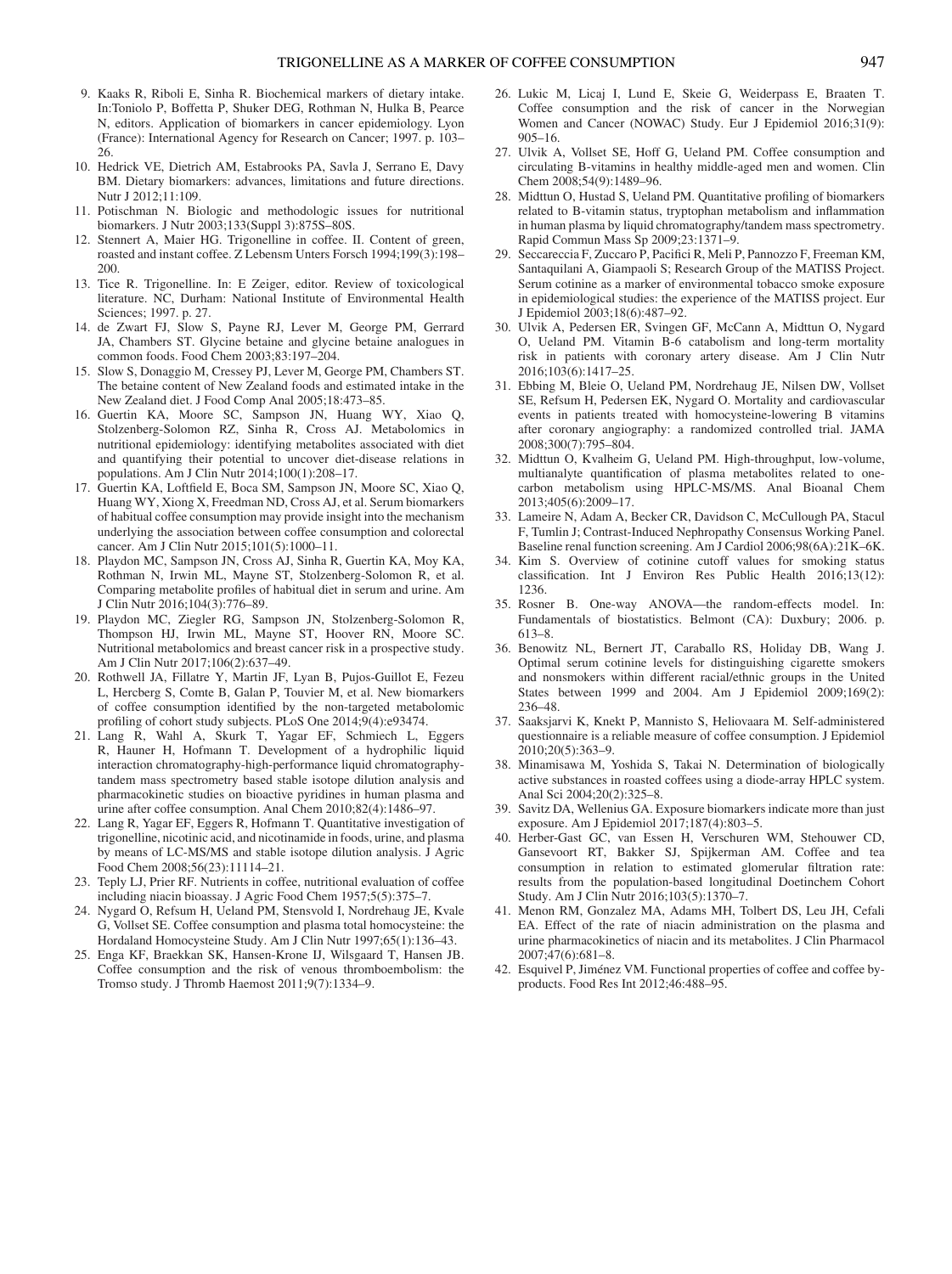9. Kaaks R, Riboli E, Sinha R. Biochemical markers of dietary intake. In:Toniolo P, Boffetta P, Shuker DEG, Rothman N, Hulka B, Pearce N, editors. Application of biomarkers in cancer epidemiology. Lyon (France): International Agency for Research on Cancer; 1997. p. 103–26.
10. Hedrick VE, Dietrich AM, Estabrooks PA, Savla J, Serrano E, Davy BM. Dietary biomarkers: advances, limitations and future directions. Nutr J 2012;11:109.
11. Potischman N. Biologic and methodologic issues for nutritional biomarkers. J Nutr 2003;133(Suppl 3):875S–80S.
12. Stennert A, Maier HG. Trigonelline in coffee. II. Content of green, roasted and instant coffee. Z Lebensm Unters Forsch 1994;199(3):198–200.
13. Tice R. Trigonelline. In: E Zeiger, editor. Review of toxicological literature. NC, Durham: National Institute of Environmental Health Sciences; 1997. p. 27.
14. de Zwart FJ, Slow S, Payne RJ, Lever M, George PM, Gerrard JA, Chambers ST. Glycine betaine and glycine betaine analogues in common foods. Food Chem 2003;83:197–204.
15. Slow S, Donaggio M, Cressey PJ, Lever M, George PM, Chambers ST. The betaine content of New Zealand foods and estimated intake in the New Zealand diet. J Food Comp Anal 2005;18:473–85.
16. Guertin KA, Moore SC, Sampson JN, Huang WY, Xiao Q, Stolzenberg-Solomon RZ, Sinha R, Cross AJ. Metabolomics in nutritional epidemiology: identifying metabolites associated with diet and quantifying their potential to uncover diet-disease relations in populations. Am J Clin Nutr 2014;100(1):208–17.
17. Guertin KA, Loftfield E, Boca SM, Sampson JN, Moore SC, Xiao Q, Huang WY, Xiong X, Freedman ND, Cross AJ, et al. Serum biomarkers of habitual coffee consumption may provide insight into the mechanism underlying the association between coffee consumption and colorectal cancer. Am J Clin Nutr 2015;101(5):1000–11.
18. Playdon MC, Sampson JN, Cross AJ, Sinha R, Guertin KA, Moy KA, Rothman N, Irwin ML, Mayne ST, Stolzenberg-Solomon R, et al. Comparing metabolite profiles of habitual diet in serum and urine. Am J Clin Nutr 2016;104(3):776–89.
19. Playdon MC, Ziegler RG, Sampson JN, Stolzenberg-Solomon R, Thompson HJ, Irwin ML, Mayne ST, Hoover RN, Moore SC. Nutritional metabolomics and breast cancer risk in a prospective study. Am J Clin Nutr 2017;106(2):637–49.
20. Rothwell JA, Fillatre Y, Martin JF, Lyan B, Pujos-Guillot E, Fezeu L, Hercberg S, Comte B, Galan P, Touvier M, et al. New biomarkers of coffee consumption identified by the non-targeted metabolomic profiling of cohort study subjects. PLoS One 2014;9(4):e93474.
21. Lang R, Wahl A, Skurk T, Yagar EF, Schmiech L, Eggers R, Hauner H, Hofmann T. Development of a hydrophilic liquid interaction chromatography-high-performance liquid chromatography-tandem mass spectrometry based stable isotope dilution analysis and pharmacokinetic studies on bioactive pyridines in human plasma and urine after coffee consumption. Anal Chem 2010;82(4):1486–97.
22. Lang R, Yagar EF, Eggers R, Hofmann T. Quantitative investigation of trigonelline, nicotinic acid, and nicotinamide in foods, urine, and plasma by means of LC-MS/MS and stable isotope dilution analysis. J Agric Food Chem 2008;56(23):11114–21.
23. Teply LJ, Prier RF. Nutrients in coffee, nutritional evaluation of coffee including niacin bioassay. J Agric Food Chem 1957;5(5):375–7.
24. Nygard O, Refsum H, Ueland PM, Stensvold I, Nordrehaug JE, Kvale G, Vollset SE. Coffee consumption and plasma total homocysteine: the Hordaland Homocysteine Study. Am J Clin Nutr 1997;65(1):136–43.
25. Enga KF, Braekkan SK, Hansen-Krone IJ, Wilsgaard T, Hansen JB. Coffee consumption and the risk of venous thromboembolism: the Tromso study. J Thromb Haemost 2011;9(7):1334–9.
26. Lukic M, Licaj I, Lund E, Skeie G, Weiderpass E, Braaten T. Coffee consumption and the risk of cancer in the Norwegian Women and Cancer (NOWAC) Study. Eur J Epidemiol 2016;31(9):905–16.
27. Ulvik A, Vollset SE, Hoff G, Ueland PM. Coffee consumption and circulating B-vitamins in healthy middle-aged men and women. Clin Chem 2008;54(9):1489–96.
28. Midttun O, Hustad S, Ueland PM. Quantitative profiling of biomarkers related to B-vitamin status, tryptophan metabolism and inflammation in human plasma by liquid chromatography/tandem mass spectrometry. Rapid Commun Mass Sp 2009;23:1371–9.
29. Seccareccia F, Zuccaro P, Pacifici R, Meli P, Pannozzo F, Freeman KM, Santaquilani A, Giampaoli S; Research Group of the MATISS Project. Serum cotinine as a marker of environmental tobacco smoke exposure in epidemiological studies: the experience of the MATISS project. Eur J Epidemiol 2003;18(6):487–92.
30. Ulvik A, Pedersen ER, Svingen GF, McCann A, Midttun O, Nygard O, Ueland PM. Vitamin B-6 catabolism and long-term mortality risk in patients with coronary artery disease. Am J Clin Nutr 2016;103(6):1417–25.
31. Ebbing M, Bleie O, Ueland PM, Nordrehaug JE, Nilsen DW, Vollset SE, Refsum H, Pedersen EK, Nygard O. Mortality and cardiovascular events in patients treated with homocysteine-lowering B vitamins after coronary angiography: a randomized controlled trial. JAMA 2008;300(7):795–804.
32. Midttun O, Kvalheim G, Ueland PM. High-throughput, low-volume, multianalyte quantification of plasma metabolites related to one-carbon metabolism using HPLC-MS/MS. Anal Bioanal Chem 2013;405(6):2009–17.
33. Lameire N, Adam A, Becker CR, Davidson C, McCullough PA, Stacul F, Tumlin J; Contrast-Induced Nephropathy Consensus Working Panel. Baseline renal function screening. Am J Cardiol 2006;98(6A):21K–6K.
34. Kim S. Overview of cotinine cutoff values for smoking status classification. Int J Environ Res Public Health 2016;13(12):1236.
35. Rosner B. One-way ANOVA—the random-effects model. In: Fundamentals of biostatistics. Belmont (CA): Duxbury; 2006. p. 613–8.
36. Benowitz NL, Bernert JT, Caraballo RS, Holiday DB, Wang J. Optimal serum cotinine levels for distinguishing cigarette smokers and nonsmokers within different racial/ethnic groups in the United States between 1999 and 2004. Am J Epidemiol 2009;169(2):236–48.
37. Saaksjarvi K, Knekt P, Mannisto S, Heliovaara M. Self-administered questionnaire is a reliable measure of coffee consumption. J Epidemiol 2010;20(5):363–9.
38. Minamisawa M, Yoshida S, Takai N. Determination of biologically active substances in roasted coffees using a diode-array HPLC system. Anal Sci 2004;20(2):325–8.
39. Savitz DA, Wellenius GA. Exposure biomarkers indicate more than just exposure. Am J Epidemiol 2017;187(4):803–5.
40. Herber-Gast GC, van Essen H, Verschuren WM, Stehouwer CD, Gansevoort RT, Bakker SJ, Spijkerman AM. Coffee and tea consumption in relation to estimated glomerular filtration rate: results from the population-based longitudinal Doetinchem Cohort Study. Am J Clin Nutr 2016;103(5):1370–7.
41. Menon RM, Gonzalez MA, Adams MH, Tolbert DS, Leu JH, Cefali EA. Effect of the rate of niacin administration on the plasma and urine pharmacokinetics of niacin and its metabolites. J Clin Pharmacol 2007;47(6):681–8.
42. Esquivel P, Jiménez VM. Functional properties of coffee and coffee by-products. Food Res Int 2012;46:488–95.